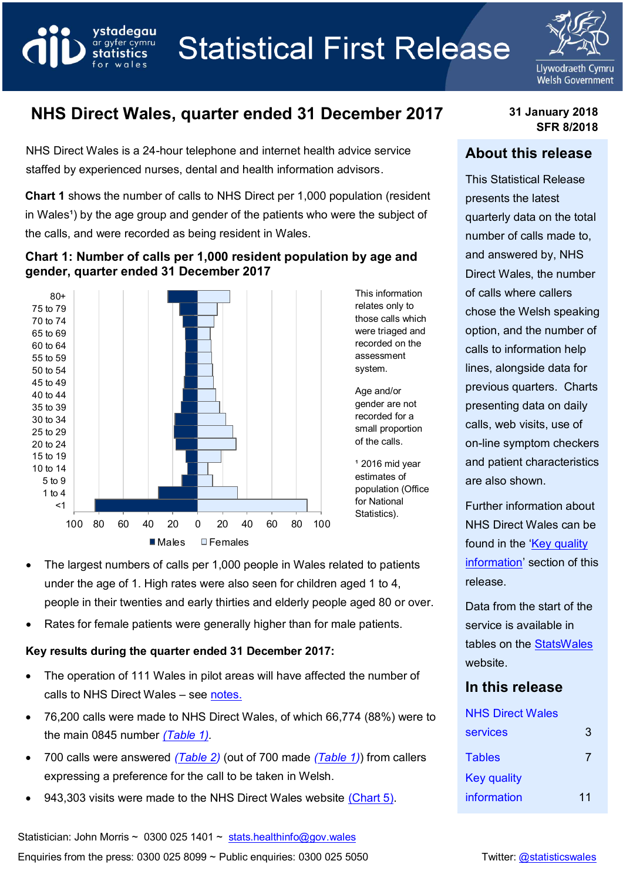# Statistical First Release

## NHS Direct Wales, quarter ended 31 December 2017

31 January 2018
SFR 8/2018

NHS Direct Wales is a 24-hour telephone and internet health advice service staffed by experienced nurses, dental and health information advisors.

**Chart 1** shows the number of calls to NHS Direct per 1,000 population (resident in Wales[1]) by the age group and gender of the patients who were the subject of the calls, and were recorded as being resident in Wales.

### Chart 1: Number of calls per 1,000 resident population by age and gender, quarter ended 31 December 2017

This information relates only to those calls which were triaged and recorded on the assessment system.

Age and/or gender are not recorded for a small proportion of the calls.

[1] 2016 mid year estimates of population (Office for National Statistics).

- The largest numbers of calls per 1,000 people in Wales related to patients under the age of 1. High rates were also seen for children aged 1 to 4, people in their twenties and early thirties and elderly people aged 80 or over.
- Rates for female patients were generally higher than for male patients.

**Key results during the quarter ended 31 December 2017:**

- The operation of 111 Wales in pilot areas will have affected the number of calls to NHS Direct Wales – see notes.
- 76,200 calls were made to NHS Direct Wales, of which 66,774 (88%) were to the main 0845 number *(Table 1)*.
- 700 calls were answered *(Table 2)* (out of 700 made *(Table 1)*) from callers expressing a preference for the call to be taken in Welsh.
- 943,303 visits were made to the NHS Direct Wales website (Chart 5).

## About this release

This Statistical Release presents the latest quarterly data on the total number of calls made to, and answered by, NHS Direct Wales, the number of calls where callers chose the Welsh speaking option, and the number of calls to information help lines, alongside data for previous quarters. Charts presenting data on daily calls, web visits, use of on-line symptom checkers and patient characteristics are also shown.

Further information about NHS Direct Wales can be found in the 'Key quality information' section of this release.

Data from the start of the service is available in tables on the StatsWales website.

## In this release

| | |
|---|---|
| NHS Direct Wales services | 3 |
| Tables | 7 |
| Key quality information | 11 |

Statistician: John Morris ~ 0300 025 1401 ~ stats.healthinfo@gov.wales

Enquiries from the press: 0300 025 8099 ~ Public enquiries: 0300 025 5050

Twitter: @statisticswales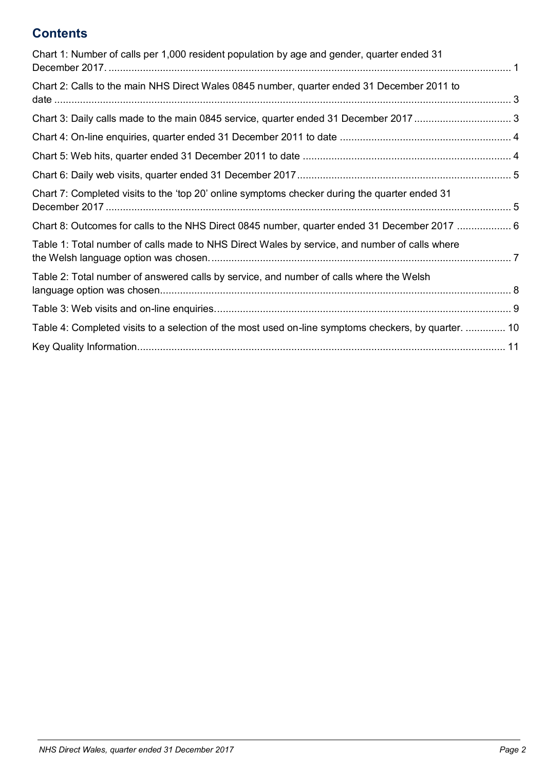## Contents

Chart 1: Number of calls per 1,000 resident population by age and gender, quarter ended 31 December 2017. .......... 1

Chart 2: Calls to the main NHS Direct Wales 0845 number, quarter ended 31 December 2011 to date .......... 3

Chart 3: Daily calls made to the main 0845 service, quarter ended 31 December 2017 .......... 3

Chart 4: On-line enquiries, quarter ended 31 December 2011 to date .......... 4

Chart 5: Web hits, quarter ended 31 December 2011 to date .......... 4

Chart 6: Daily web visits, quarter ended 31 December 2017 .......... 5

Chart 7: Completed visits to the 'top 20' online symptoms checker during the quarter ended 31 December 2017 .......... 5

Chart 8: Outcomes for calls to the NHS Direct 0845 number, quarter ended 31 December 2017 .......... 6

Table 1: Total number of calls made to NHS Direct Wales by service, and number of calls where the Welsh language option was chosen. .......... 7

Table 2: Total number of answered calls by service, and number of calls where the Welsh language option was chosen. .......... 8

Table 3: Web visits and on-line enquiries. .......... 9

Table 4: Completed visits to a selection of the most used on-line symptoms checkers, by quarter. .......... 10

Key Quality Information. .......... 11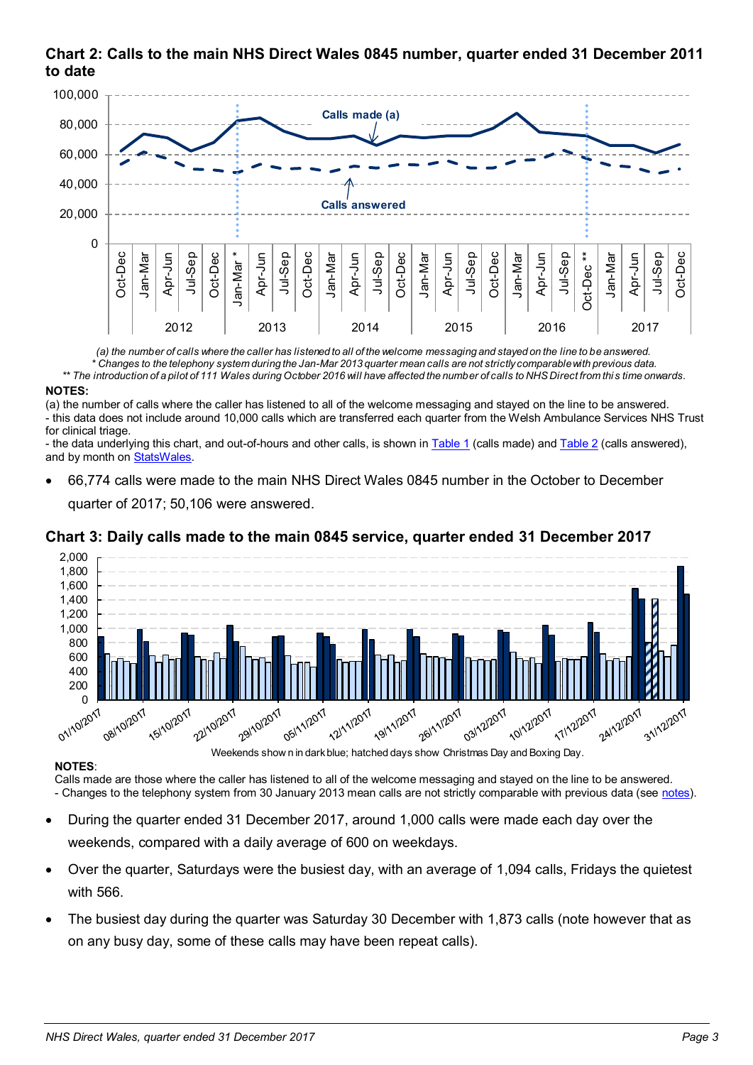### Chart 2: Calls to the main NHS Direct Wales 0845 number, quarter ended 31 December 2011 to date

*(a) the number of calls where the caller has listened to all of the welcome messaging and stayed on the line to be answered.*
*\* Changes to the telephony system during the Jan-Mar 2013 quarter mean calls are not strictly comparable with previous data.*
*\*\* The introduction of a pilot of 111 Wales during October 2016 will have affected the number of calls to NHS Direct from this time onwards.*

**NOTES:**
(a) the number of calls where the caller has listened to all of the welcome messaging and stayed on the line to be answered.
- this data does not include around 10,000 calls which are transferred each quarter from the Welsh Ambulance Services NHS Trust for clinical triage.
- the data underlying this chart, and out-of-hours and other calls, is shown in Table 1 (calls made) and Table 2 (calls answered), and by month on StatsWales.

- 66,774 calls were made to the main NHS Direct Wales 0845 number in the October to December quarter of 2017; 50,106 were answered.

### Chart 3: Daily calls made to the main 0845 service, quarter ended 31 December 2017

Weekends shown in dark blue; hatched days show Christmas Day and Boxing Day.

**NOTES**:
Calls made are those where the caller has listened to all of the welcome messaging and stayed on the line to be answered.
- Changes to the telephony system from 30 January 2013 mean calls are not strictly comparable with previous data (see notes).

- During the quarter ended 31 December 2017, around 1,000 calls were made each day over the weekends, compared with a daily average of 600 on weekdays.
- Over the quarter, Saturdays were the busiest day, with an average of 1,094 calls, Fridays the quietest with 566.
- The busiest day during the quarter was Saturday 30 December with 1,873 calls (note however that as on any busy day, some of these calls may have been repeat calls).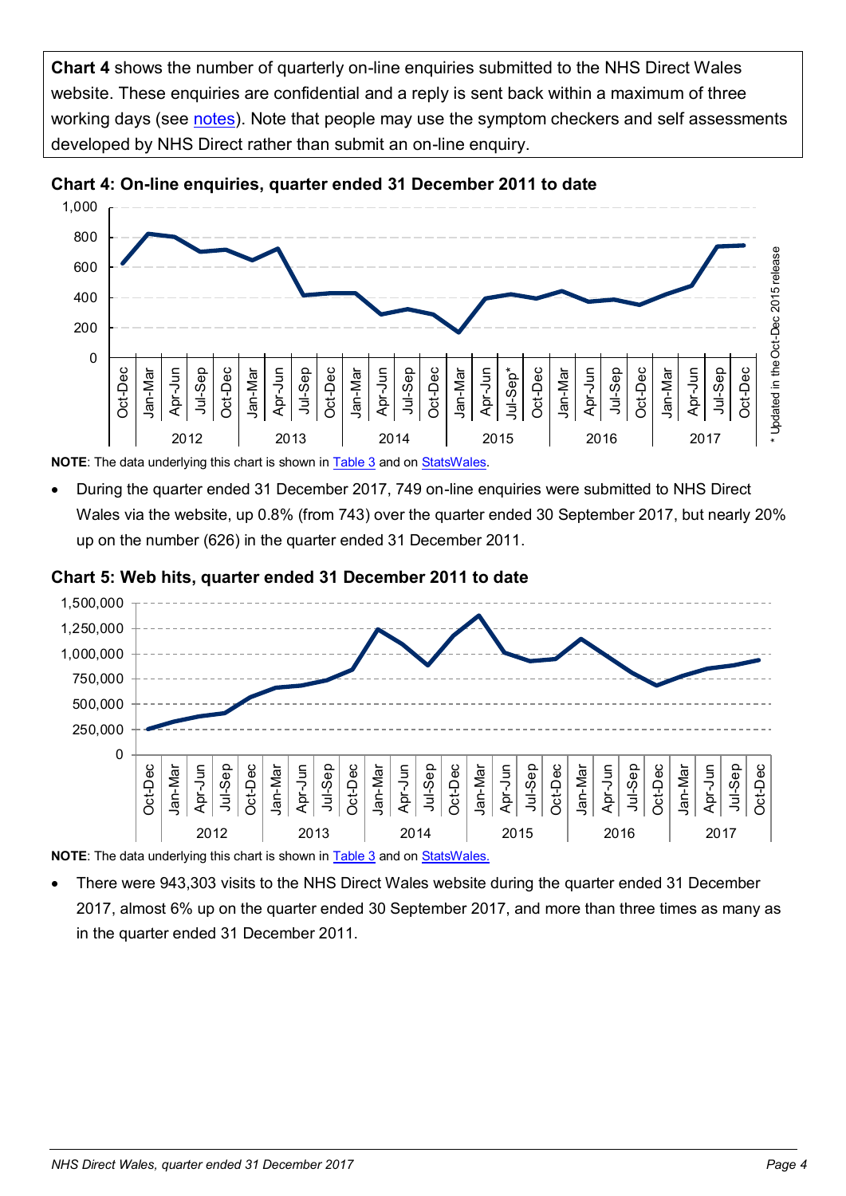**Chart 4** shows the number of quarterly on-line enquiries submitted to the NHS Direct Wales website. These enquiries are confidential and a reply is sent back within a maximum of three working days (see notes). Note that people may use the symptom checkers and self assessments developed by NHS Direct rather than submit an on-line enquiry.

### Chart 4: On-line enquiries, quarter ended 31 December 2011 to date

**NOTE**: The data underlying this chart is shown in Table 3 and on StatsWales.

- During the quarter ended 31 December 2017, 749 on-line enquiries were submitted to NHS Direct Wales via the website, up 0.8% (from 743) over the quarter ended 30 September 2017, but nearly 20% up on the number (626) in the quarter ended 31 December 2011.

### Chart 5: Web hits, quarter ended 31 December 2011 to date

**NOTE**: The data underlying this chart is shown in Table 3 and on StatsWales.

- There were 943,303 visits to the NHS Direct Wales website during the quarter ended 31 December 2017, almost 6% up on the quarter ended 30 September 2017, and more than three times as many as in the quarter ended 31 December 2011.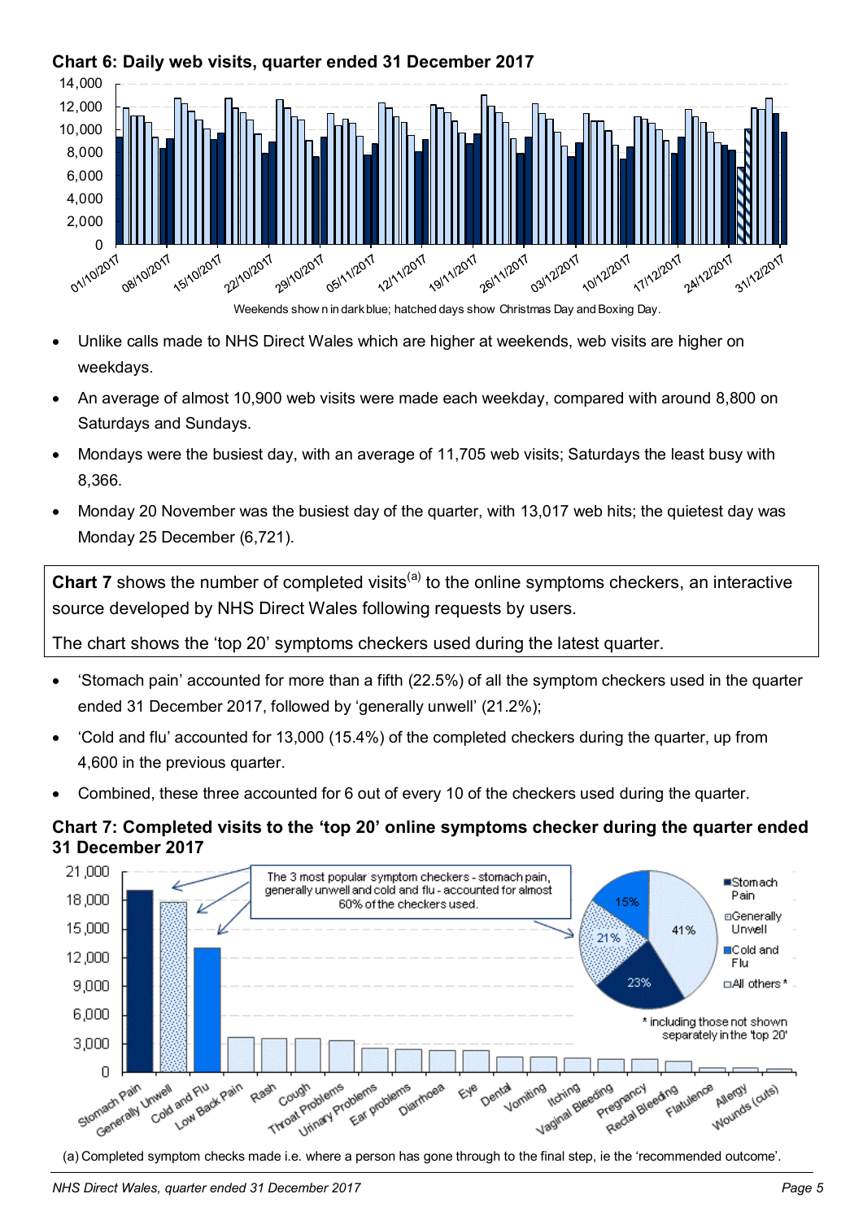**Chart 6: Daily web visits, quarter ended 31 December 2017**

Weekends shown in dark blue; hatched days show Christmas Day and Boxing Day.

- Unlike calls made to NHS Direct Wales which are higher at weekends, web visits are higher on weekdays.
- An average of almost 10,900 web visits were made each weekday, compared with around 8,800 on Saturdays and Sundays.
- Mondays were the busiest day, with an average of 11,705 web visits; Saturdays the least busy with 8,366.
- Monday 20 November was the busiest day of the quarter, with 13,017 web hits; the quietest day was Monday 25 December (6,721).

**Chart 7** shows the number of completed visits[(a)] to the online symptoms checkers, an interactive source developed by NHS Direct Wales following requests by users.

The chart shows the 'top 20' symptoms checkers used during the latest quarter.

- 'Stomach pain' accounted for more than a fifth (22.5%) of all the symptom checkers used in the quarter ended 31 December 2017, followed by 'generally unwell' (21.2%);
- 'Cold and flu' accounted for 13,000 (15.4%) of the completed checkers during the quarter, up from 4,600 in the previous quarter.
- Combined, these three accounted for 6 out of every 10 of the checkers used during the quarter.

**Chart 7: Completed visits to the 'top 20' online symptoms checker during the quarter ended 31 December 2017**

(a) Completed symptom checks made i.e. where a person has gone through to the final step, ie the 'recommended outcome'.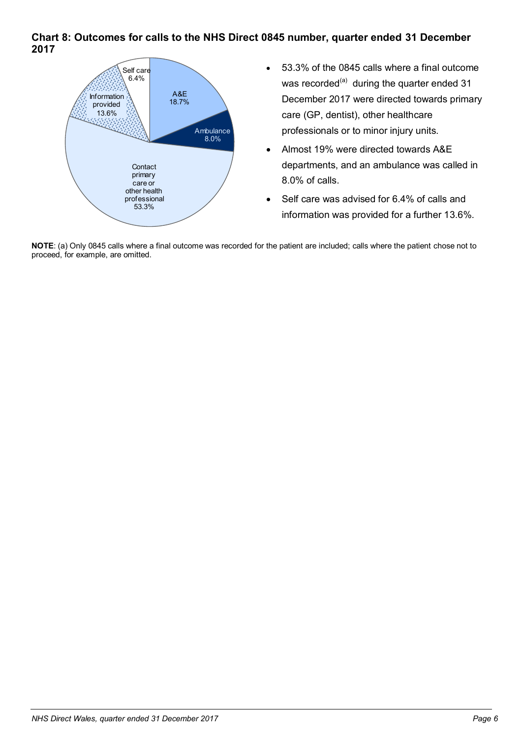### Chart 8: Outcomes for calls to the NHS Direct 0845 number, quarter ended 31 December 2017

Self care 6.4%

Information provided 13.6%

A&E 18.7%

Ambulance 8.0%

Contact primary care or other health professional 53.3%

- 53.3% of the 0845 calls where a final outcome was recorded[(a)] during the quarter ended 31 December 2017 were directed towards primary care (GP, dentist), other healthcare professionals or to minor injury units.
- Almost 19% were directed towards A&E departments, and an ambulance was called in 8.0% of calls.
- Self care was advised for 6.4% of calls and information was provided for a further 13.6%.

**NOTE**: (a) Only 0845 calls where a final outcome was recorded for the patient are included; calls where the patient chose not to proceed, for example, are omitted.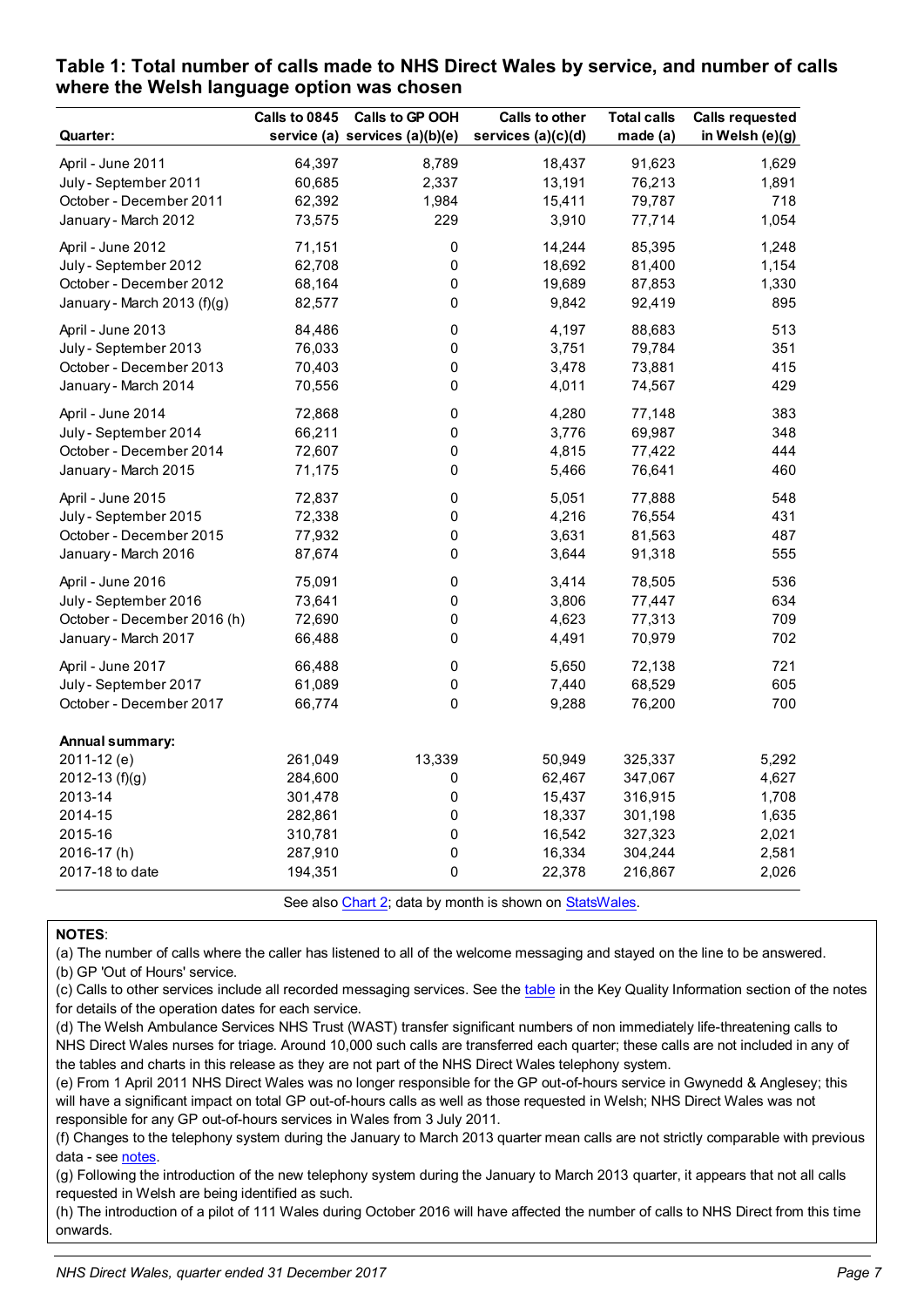## Table 1: Total number of calls made to NHS Direct Wales by service, and number of calls where the Welsh language option was chosen

| Quarter: | Calls to 0845 service (a) | Calls to GP OOH services (a)(b)(e) | Calls to other services (a)(c)(d) | Total calls made (a) | Calls requested in Welsh (e)(g) |
|---|---|---|---|---|---|
| April - June 2011 | 64,397 | 8,789 | 18,437 | 91,623 | 1,629 |
| July - September 2011 | 60,685 | 2,337 | 13,191 | 76,213 | 1,891 |
| October - December 2011 | 62,392 | 1,984 | 15,411 | 79,787 | 718 |
| January - March 2012 | 73,575 | 229 | 3,910 | 77,714 | 1,054 |
| April - June 2012 | 71,151 | 0 | 14,244 | 85,395 | 1,248 |
| July - September 2012 | 62,708 | 0 | 18,692 | 81,400 | 1,154 |
| October - December 2012 | 68,164 | 0 | 19,689 | 87,853 | 1,330 |
| January - March 2013 (f)(g) | 82,577 | 0 | 9,842 | 92,419 | 895 |
| April - June 2013 | 84,486 | 0 | 4,197 | 88,683 | 513 |
| July - September 2013 | 76,033 | 0 | 3,751 | 79,784 | 351 |
| October - December 2013 | 70,403 | 0 | 3,478 | 73,881 | 415 |
| January - March 2014 | 70,556 | 0 | 4,011 | 74,567 | 429 |
| April - June 2014 | 72,868 | 0 | 4,280 | 77,148 | 383 |
| July - September 2014 | 66,211 | 0 | 3,776 | 69,987 | 348 |
| October - December 2014 | 72,607 | 0 | 4,815 | 77,422 | 444 |
| January - March 2015 | 71,175 | 0 | 5,466 | 76,641 | 460 |
| April - June 2015 | 72,837 | 0 | 5,051 | 77,888 | 548 |
| July - September 2015 | 72,338 | 0 | 4,216 | 76,554 | 431 |
| October - December 2015 | 77,932 | 0 | 3,631 | 81,563 | 487 |
| January - March 2016 | 87,674 | 0 | 3,644 | 91,318 | 555 |
| April - June 2016 | 75,091 | 0 | 3,414 | 78,505 | 536 |
| July - September 2016 | 73,641 | 0 | 3,806 | 77,447 | 634 |
| October - December 2016 (h) | 72,690 | 0 | 4,623 | 77,313 | 709 |
| January - March 2017 | 66,488 | 0 | 4,491 | 70,979 | 702 |
| April - June 2017 | 66,488 | 0 | 5,650 | 72,138 | 721 |
| July - September 2017 | 61,089 | 0 | 7,440 | 68,529 | 605 |
| October - December 2017 | 66,774 | 0 | 9,288 | 76,200 | 700 |
| **Annual summary:** | | | | | |
| 2011-12 (e) | 261,049 | 13,339 | 50,949 | 325,337 | 5,292 |
| 2012-13 (f)(g) | 284,600 | 0 | 62,467 | 347,067 | 4,627 |
| 2013-14 | 301,478 | 0 | 15,437 | 316,915 | 1,708 |
| 2014-15 | 282,861 | 0 | 18,337 | 301,198 | 1,635 |
| 2015-16 | 310,781 | 0 | 16,542 | 327,323 | 2,021 |
| 2016-17 (h) | 287,910 | 0 | 16,334 | 304,244 | 2,581 |
| 2017-18 to date | 194,351 | 0 | 22,378 | 216,867 | 2,026 |

See also Chart 2; data by month is shown on StatsWales.

**NOTES**:

(a) The number of calls where the caller has listened to all of the welcome messaging and stayed on the line to be answered.

(b) GP 'Out of Hours' service.

(c) Calls to other services include all recorded messaging services. See the table in the Key Quality Information section of the notes for details of the operation dates for each service.

(d) The Welsh Ambulance Services NHS Trust (WAST) transfer significant numbers of non immediately life-threatening calls to NHS Direct Wales nurses for triage. Around 10,000 such calls are transferred each quarter; these calls are not included in any of the tables and charts in this release as they are not part of the NHS Direct Wales telephony system.

(e) From 1 April 2011 NHS Direct Wales was no longer responsible for the GP out-of-hours service in Gwynedd & Anglesey; this will have a significant impact on total GP out-of-hours calls as well as those requested in Welsh; NHS Direct Wales was not responsible for any GP out-of-hours services in Wales from 3 July 2011.

(f) Changes to the telephony system during the January to March 2013 quarter mean calls are not strictly comparable with previous data - see notes.

(g) Following the introduction of the new telephony system during the January to March 2013 quarter, it appears that not all calls requested in Welsh are being identified as such.

(h) The introduction of a pilot of 111 Wales during October 2016 will have affected the number of calls to NHS Direct from this time onwards.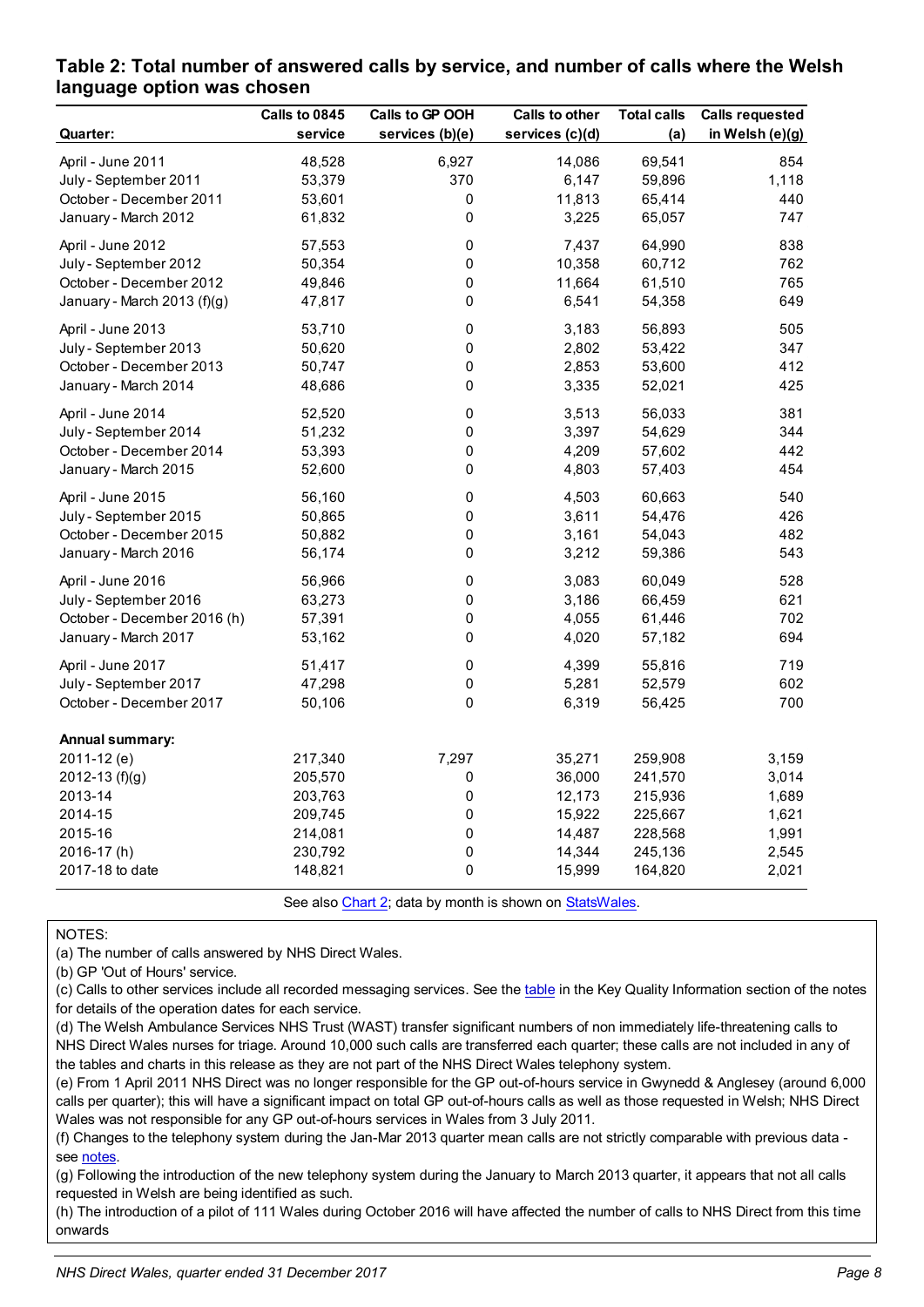## Table 2: Total number of answered calls by service, and number of calls where the Welsh language option was chosen

| Quarter: | Calls to 0845 service | Calls to GP OOH services (b)(e) | Calls to other services (c)(d) | Total calls (a) | Calls requested in Welsh (e)(g) |
|---|---|---|---|---|---|
| April - June 2011 | 48,528 | 6,927 | 14,086 | 69,541 | 854 |
| July - September 2011 | 53,379 | 370 | 6,147 | 59,896 | 1,118 |
| October - December 2011 | 53,601 | 0 | 11,813 | 65,414 | 440 |
| January - March 2012 | 61,832 | 0 | 3,225 | 65,057 | 747 |
| April - June 2012 | 57,553 | 0 | 7,437 | 64,990 | 838 |
| July - September 2012 | 50,354 | 0 | 10,358 | 60,712 | 762 |
| October - December 2012 | 49,846 | 0 | 11,664 | 61,510 | 765 |
| January - March 2013 (f)(g) | 47,817 | 0 | 6,541 | 54,358 | 649 |
| April - June 2013 | 53,710 | 0 | 3,183 | 56,893 | 505 |
| July - September 2013 | 50,620 | 0 | 2,802 | 53,422 | 347 |
| October - December 2013 | 50,747 | 0 | 2,853 | 53,600 | 412 |
| January - March 2014 | 48,686 | 0 | 3,335 | 52,021 | 425 |
| April - June 2014 | 52,520 | 0 | 3,513 | 56,033 | 381 |
| July - September 2014 | 51,232 | 0 | 3,397 | 54,629 | 344 |
| October - December 2014 | 53,393 | 0 | 4,209 | 57,602 | 442 |
| January - March 2015 | 52,600 | 0 | 4,803 | 57,403 | 454 |
| April - June 2015 | 56,160 | 0 | 4,503 | 60,663 | 540 |
| July - September 2015 | 50,865 | 0 | 3,611 | 54,476 | 426 |
| October - December 2015 | 50,882 | 0 | 3,161 | 54,043 | 482 |
| January - March 2016 | 56,174 | 0 | 3,212 | 59,386 | 543 |
| April - June 2016 | 56,966 | 0 | 3,083 | 60,049 | 528 |
| July - September 2016 | 63,273 | 0 | 3,186 | 66,459 | 621 |
| October - December 2016 (h) | 57,391 | 0 | 4,055 | 61,446 | 702 |
| January - March 2017 | 53,162 | 0 | 4,020 | 57,182 | 694 |
| April - June 2017 | 51,417 | 0 | 4,399 | 55,816 | 719 |
| July - September 2017 | 47,298 | 0 | 5,281 | 52,579 | 602 |
| October - December 2017 | 50,106 | 0 | 6,319 | 56,425 | 700 |
| **Annual summary:** | | | | | |
| 2011-12 (e) | 217,340 | 7,297 | 35,271 | 259,908 | 3,159 |
| 2012-13 (f)(g) | 205,570 | 0 | 36,000 | 241,570 | 3,014 |
| 2013-14 | 203,763 | 0 | 12,173 | 215,936 | 1,689 |
| 2014-15 | 209,745 | 0 | 15,922 | 225,667 | 1,621 |
| 2015-16 | 214,081 | 0 | 14,487 | 228,568 | 1,991 |
| 2016-17 (h) | 230,792 | 0 | 14,344 | 245,136 | 2,545 |
| 2017-18 to date | 148,821 | 0 | 15,999 | 164,820 | 2,021 |

See also Chart 2; data by month is shown on StatsWales.

NOTES:

(a) The number of calls answered by NHS Direct Wales.

(b) GP 'Out of Hours' service.

(c) Calls to other services include all recorded messaging services. See the table in the Key Quality Information section of the notes for details of the operation dates for each service.

(d) The Welsh Ambulance Services NHS Trust (WAST) transfer significant numbers of non immediately life-threatening calls to NHS Direct Wales nurses for triage. Around 10,000 such calls are transferred each quarter; these calls are not included in any of the tables and charts in this release as they are not part of the NHS Direct Wales telephony system.

(e) From 1 April 2011 NHS Direct was no longer responsible for the GP out-of-hours service in Gwynedd & Anglesey (around 6,000 calls per quarter); this will have a significant impact on total GP out-of-hours calls as well as those requested in Welsh; NHS Direct Wales was not responsible for any GP out-of-hours services in Wales from 3 July 2011.

(f) Changes to the telephony system during the Jan-Mar 2013 quarter mean calls are not strictly comparable with previous data - see notes.

(g) Following the introduction of the new telephony system during the January to March 2013 quarter, it appears that not all calls requested in Welsh are being identified as such.

(h) The introduction of a pilot of 111 Wales during October 2016 will have affected the number of calls to NHS Direct from this time onwards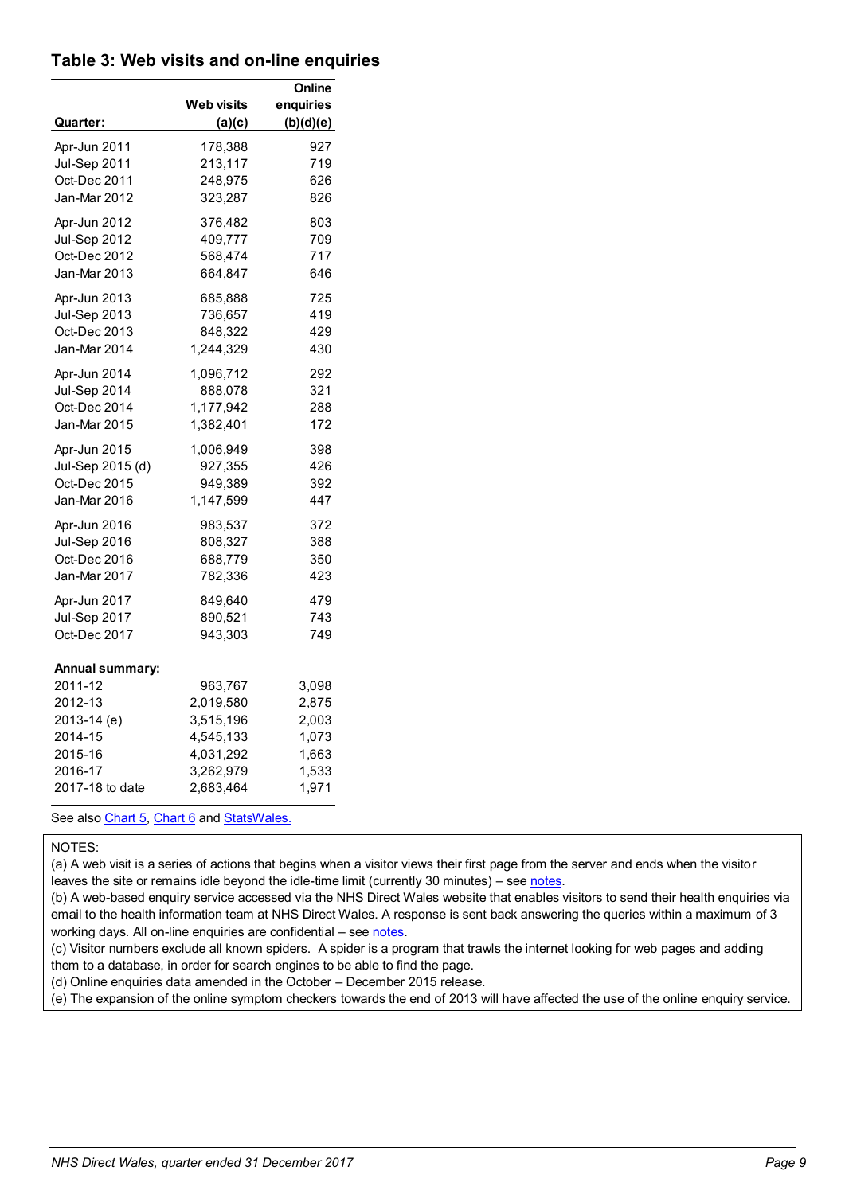## Table 3: Web visits and on-line enquiries

| Quarter: | Web visits (a)(c) | Online enquiries (b)(d)(e) |
|---|---|---|
| Apr-Jun 2011 | 178,388 | 927 |
| Jul-Sep 2011 | 213,117 | 719 |
| Oct-Dec 2011 | 248,975 | 626 |
| Jan-Mar 2012 | 323,287 | 826 |
| Apr-Jun 2012 | 376,482 | 803 |
| Jul-Sep 2012 | 409,777 | 709 |
| Oct-Dec 2012 | 568,474 | 717 |
| Jan-Mar 2013 | 664,847 | 646 |
| Apr-Jun 2013 | 685,888 | 725 |
| Jul-Sep 2013 | 736,657 | 419 |
| Oct-Dec 2013 | 848,322 | 429 |
| Jan-Mar 2014 | 1,244,329 | 430 |
| Apr-Jun 2014 | 1,096,712 | 292 |
| Jul-Sep 2014 | 888,078 | 321 |
| Oct-Dec 2014 | 1,177,942 | 288 |
| Jan-Mar 2015 | 1,382,401 | 172 |
| Apr-Jun 2015 | 1,006,949 | 398 |
| Jul-Sep 2015 (d) | 927,355 | 426 |
| Oct-Dec 2015 | 949,389 | 392 |
| Jan-Mar 2016 | 1,147,599 | 447 |
| Apr-Jun 2016 | 983,537 | 372 |
| Jul-Sep 2016 | 808,327 | 388 |
| Oct-Dec 2016 | 688,779 | 350 |
| Jan-Mar 2017 | 782,336 | 423 |
| Apr-Jun 2017 | 849,640 | 479 |
| Jul-Sep 2017 | 890,521 | 743 |
| Oct-Dec 2017 | 943,303 | 749 |
| **Annual summary:** | | |
| 2011-12 | 963,767 | 3,098 |
| 2012-13 | 2,019,580 | 2,875 |
| 2013-14 (e) | 3,515,196 | 2,003 |
| 2014-15 | 4,545,133 | 1,073 |
| 2015-16 | 4,031,292 | 1,663 |
| 2016-17 | 3,262,979 | 1,533 |
| 2017-18 to date | 2,683,464 | 1,971 |

See also Chart 5, Chart 6 and StatsWales.

NOTES:

(a) A web visit is a series of actions that begins when a visitor views their first page from the server and ends when the visitor leaves the site or remains idle beyond the idle-time limit (currently 30 minutes) – see notes.

(b) A web-based enquiry service accessed via the NHS Direct Wales website that enables visitors to send their health enquiries via email to the health information team at NHS Direct Wales. A response is sent back answering the queries within a maximum of 3 working days. All on-line enquiries are confidential – see notes.

(c) Visitor numbers exclude all known spiders. A spider is a program that trawls the internet looking for web pages and adding them to a database, in order for search engines to be able to find the page.

(d) Online enquiries data amended in the October – December 2015 release.

(e) The expansion of the online symptom checkers towards the end of 2013 will have affected the use of the online enquiry service.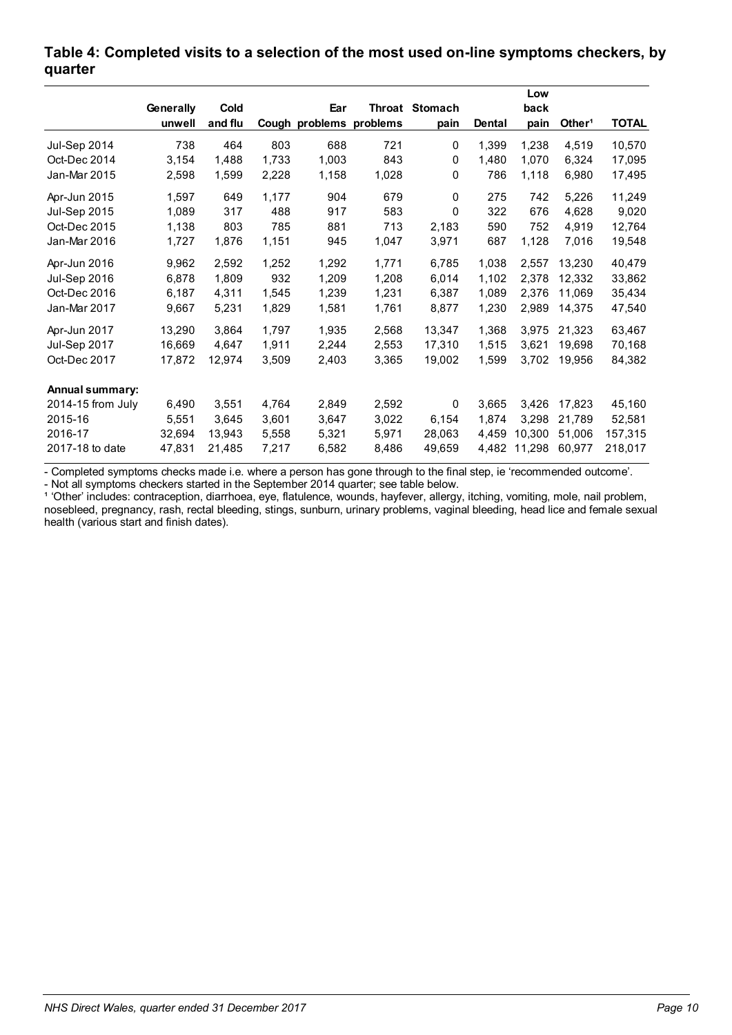### Table 4: Completed visits to a selection of the most used on-line symptoms checkers, by quarter

| | Generally unwell | Cold and flu | Cough | Ear problems | Throat problems | Stomach pain | Dental | Low back pain | Other[1] | TOTAL |
|---|---|---|---|---|---|---|---|---|---|---|
| Jul-Sep 2014 | 738 | 464 | 803 | 688 | 721 | 0 | 1,399 | 1,238 | 4,519 | 10,570 |
| Oct-Dec 2014 | 3,154 | 1,488 | 1,733 | 1,003 | 843 | 0 | 1,480 | 1,070 | 6,324 | 17,095 |
| Jan-Mar 2015 | 2,598 | 1,599 | 2,228 | 1,158 | 1,028 | 0 | 786 | 1,118 | 6,980 | 17,495 |
| Apr-Jun 2015 | 1,597 | 649 | 1,177 | 904 | 679 | 0 | 275 | 742 | 5,226 | 11,249 |
| Jul-Sep 2015 | 1,089 | 317 | 488 | 917 | 583 | 0 | 322 | 676 | 4,628 | 9,020 |
| Oct-Dec 2015 | 1,138 | 803 | 785 | 881 | 713 | 2,183 | 590 | 752 | 4,919 | 12,764 |
| Jan-Mar 2016 | 1,727 | 1,876 | 1,151 | 945 | 1,047 | 3,971 | 687 | 1,128 | 7,016 | 19,548 |
| Apr-Jun 2016 | 9,962 | 2,592 | 1,252 | 1,292 | 1,771 | 6,785 | 1,038 | 2,557 | 13,230 | 40,479 |
| Jul-Sep 2016 | 6,878 | 1,809 | 932 | 1,209 | 1,208 | 6,014 | 1,102 | 2,378 | 12,332 | 33,862 |
| Oct-Dec 2016 | 6,187 | 4,311 | 1,545 | 1,239 | 1,231 | 6,387 | 1,089 | 2,376 | 11,069 | 35,434 |
| Jan-Mar 2017 | 9,667 | 5,231 | 1,829 | 1,581 | 1,761 | 8,877 | 1,230 | 2,989 | 14,375 | 47,540 |
| Apr-Jun 2017 | 13,290 | 3,864 | 1,797 | 1,935 | 2,568 | 13,347 | 1,368 | 3,975 | 21,323 | 63,467 |
| Jul-Sep 2017 | 16,669 | 4,647 | 1,911 | 2,244 | 2,553 | 17,310 | 1,515 | 3,621 | 19,698 | 70,168 |
| Oct-Dec 2017 | 17,872 | 12,974 | 3,509 | 2,403 | 3,365 | 19,002 | 1,599 | 3,702 | 19,956 | 84,382 |
| **Annual summary:** | | | | | | | | | | |
| 2014-15 from July | 6,490 | 3,551 | 4,764 | 2,849 | 2,592 | 0 | 3,665 | 3,426 | 17,823 | 45,160 |
| 2015-16 | 5,551 | 3,645 | 3,601 | 3,647 | 3,022 | 6,154 | 1,874 | 3,298 | 21,789 | 52,581 |
| 2016-17 | 32,694 | 13,943 | 5,558 | 5,321 | 5,971 | 28,063 | 4,459 | 10,300 | 51,006 | 157,315 |
| 2017-18 to date | 47,831 | 21,485 | 7,217 | 6,582 | 8,486 | 49,659 | 4,482 | 11,298 | 60,977 | 218,017 |

- Completed symptoms checks made i.e. where a person has gone through to the final step, ie 'recommended outcome'.
- Not all symptoms checkers started in the September 2014 quarter; see table below.

[1] 'Other' includes: contraception, diarrhoea, eye, flatulence, wounds, hayfever, allergy, itching, vomiting, mole, nail problem, nosebleed, pregnancy, rash, rectal bleeding, stings, sunburn, urinary problems, vaginal bleeding, head lice and female sexual health (various start and finish dates).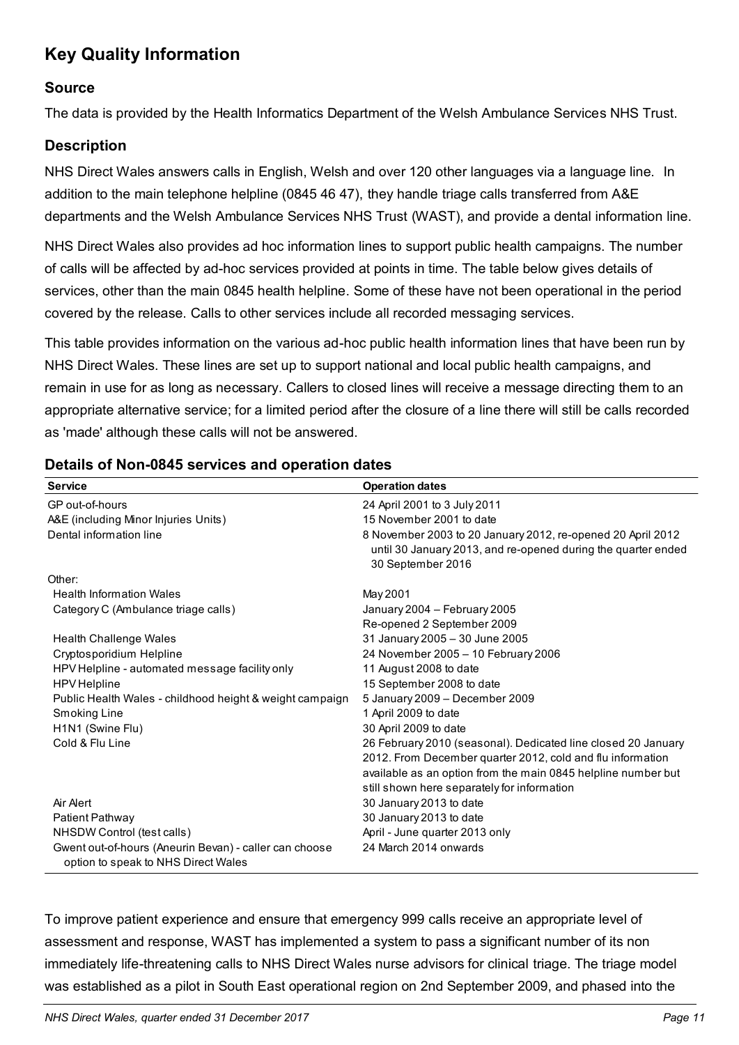## Key Quality Information

### Source

The data is provided by the Health Informatics Department of the Welsh Ambulance Services NHS Trust.

### Description

NHS Direct Wales answers calls in English, Welsh and over 120 other languages via a language line. In addition to the main telephone helpline (0845 46 47), they handle triage calls transferred from A&E departments and the Welsh Ambulance Services NHS Trust (WAST), and provide a dental information line.

NHS Direct Wales also provides ad hoc information lines to support public health campaigns. The number of calls will be affected by ad-hoc services provided at points in time. The table below gives details of services, other than the main 0845 health helpline. Some of these have not been operational in the period covered by the release. Calls to other services include all recorded messaging services.

This table provides information on the various ad-hoc public health information lines that have been run by NHS Direct Wales. These lines are set up to support national and local public health campaigns, and remain in use for as long as necessary. Callers to closed lines will receive a message directing them to an appropriate alternative service; for a limited period after the closure of a line there will still be calls recorded as 'made' although these calls will not be answered.

### Details of Non-0845 services and operation dates

| Service | Operation dates |
|---|---|
| GP out-of-hours | 24 April 2001 to 3 July 2011 |
| A&E (including Minor Injuries Units) | 15 November 2001 to date |
| Dental information line | 8 November 2003 to 20 January 2012, re-opened 20 April 2012 until 30 January 2013, and re-opened during the quarter ended 30 September 2016 |
| Other: | |
| Health Information Wales | May 2001 |
| Category C (Ambulance triage calls) | January 2004 – February 2005<br>Re-opened 2 September 2009 |
| Health Challenge Wales | 31 January 2005 – 30 June 2005 |
| Cryptosporidium Helpline | 24 November 2005 – 10 February 2006 |
| HPV Helpline - automated message facility only | 11 August 2008 to date |
| HPV Helpline | 15 September 2008 to date |
| Public Health Wales - childhood height & weight campaign | 5 January 2009 – December 2009 |
| Smoking Line | 1 April 2009 to date |
| H1N1 (Swine Flu) | 30 April 2009 to date |
| Cold & Flu Line | 26 February 2010 (seasonal). Dedicated line closed 20 January 2012. From December quarter 2012, cold and flu information available as an option from the main 0845 helpline number but still shown here separately for information |
| Air Alert | 30 January 2013 to date |
| Patient Pathway | 30 January 2013 to date |
| NHSDW Control (test calls) | April - June quarter 2013 only |
| Gwent out-of-hours (Aneurin Bevan) - caller can choose option to speak to NHS Direct Wales | 24 March 2014 onwards |

To improve patient experience and ensure that emergency 999 calls receive an appropriate level of assessment and response, WAST has implemented a system to pass a significant number of its non immediately life-threatening calls to NHS Direct Wales nurse advisors for clinical triage. The triage model was established as a pilot in South East operational region on 2nd September 2009, and phased into the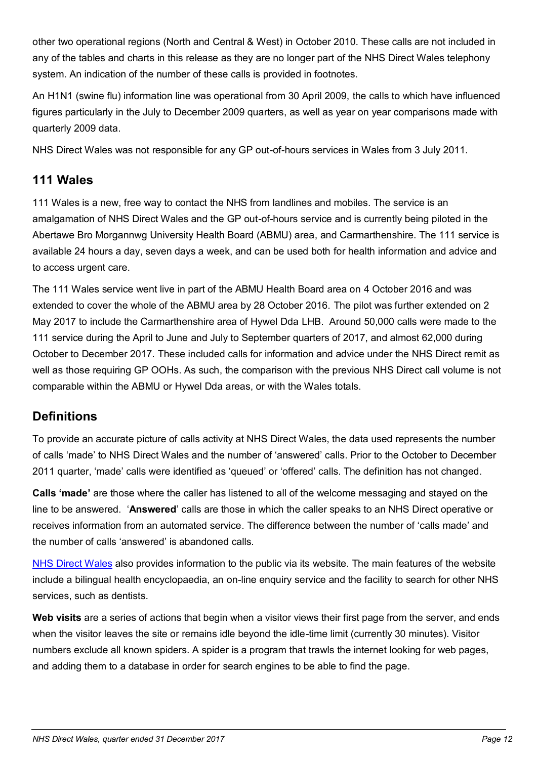other two operational regions (North and Central & West) in October 2010. These calls are not included in any of the tables and charts in this release as they are no longer part of the NHS Direct Wales telephony system. An indication of the number of these calls is provided in footnotes.

An H1N1 (swine flu) information line was operational from 30 April 2009, the calls to which have influenced figures particularly in the July to December 2009 quarters, as well as year on year comparisons made with quarterly 2009 data.

NHS Direct Wales was not responsible for any GP out-of-hours services in Wales from 3 July 2011.

## 111 Wales

111 Wales is a new, free way to contact the NHS from landlines and mobiles. The service is an amalgamation of NHS Direct Wales and the GP out-of-hours service and is currently being piloted in the Abertawe Bro Morgannwg University Health Board (ABMU) area, and Carmarthenshire. The 111 service is available 24 hours a day, seven days a week, and can be used both for health information and advice and to access urgent care.

The 111 Wales service went live in part of the ABMU Health Board area on 4 October 2016 and was extended to cover the whole of the ABMU area by 28 October 2016. The pilot was further extended on 2 May 2017 to include the Carmarthenshire area of Hywel Dda LHB. Around 50,000 calls were made to the 111 service during the April to June and July to September quarters of 2017, and almost 62,000 during October to December 2017. These included calls for information and advice under the NHS Direct remit as well as those requiring GP OOHs. As such, the comparison with the previous NHS Direct call volume is not comparable within the ABMU or Hywel Dda areas, or with the Wales totals.

## Definitions

To provide an accurate picture of calls activity at NHS Direct Wales, the data used represents the number of calls 'made' to NHS Direct Wales and the number of 'answered' calls. Prior to the October to December 2011 quarter, 'made' calls were identified as 'queued' or 'offered' calls. The definition has not changed.

**Calls 'made'** are those where the caller has listened to all of the welcome messaging and stayed on the line to be answered. '**Answered**' calls are those in which the caller speaks to an NHS Direct operative or receives information from an automated service. The difference between the number of 'calls made' and the number of calls 'answered' is abandoned calls.

NHS Direct Wales also provides information to the public via its website. The main features of the website include a bilingual health encyclopaedia, an on-line enquiry service and the facility to search for other NHS services, such as dentists.

**Web visits** are a series of actions that begin when a visitor views their first page from the server, and ends when the visitor leaves the site or remains idle beyond the idle-time limit (currently 30 minutes). Visitor numbers exclude all known spiders. A spider is a program that trawls the internet looking for web pages, and adding them to a database in order for search engines to be able to find the page.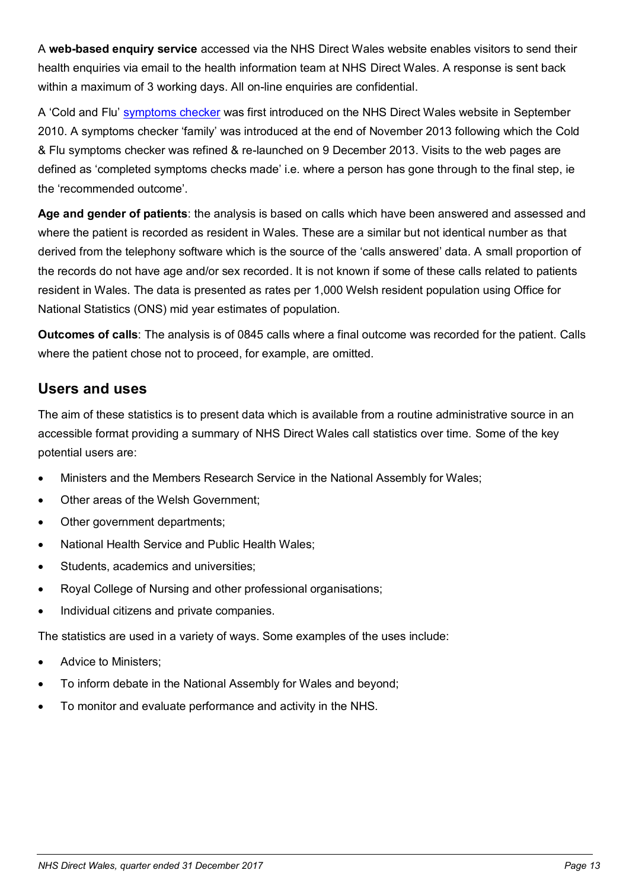A **web-based enquiry service** accessed via the NHS Direct Wales website enables visitors to send their health enquiries via email to the health information team at NHS Direct Wales. A response is sent back within a maximum of 3 working days. All on-line enquiries are confidential.

A 'Cold and Flu' symptoms checker was first introduced on the NHS Direct Wales website in September 2010. A symptoms checker 'family' was introduced at the end of November 2013 following which the Cold & Flu symptoms checker was refined & re-launched on 9 December 2013. Visits to the web pages are defined as 'completed symptoms checks made' i.e. where a person has gone through to the final step, ie the 'recommended outcome'.

**Age and gender of patients**: the analysis is based on calls which have been answered and assessed and where the patient is recorded as resident in Wales. These are a similar but not identical number as that derived from the telephony software which is the source of the 'calls answered' data. A small proportion of the records do not have age and/or sex recorded. It is not known if some of these calls related to patients resident in Wales. The data is presented as rates per 1,000 Welsh resident population using Office for National Statistics (ONS) mid year estimates of population.

**Outcomes of calls**: The analysis is of 0845 calls where a final outcome was recorded for the patient. Calls where the patient chose not to proceed, for example, are omitted.

## Users and uses

The aim of these statistics is to present data which is available from a routine administrative source in an accessible format providing a summary of NHS Direct Wales call statistics over time. Some of the key potential users are:

- Ministers and the Members Research Service in the National Assembly for Wales;
- Other areas of the Welsh Government;
- Other government departments;
- National Health Service and Public Health Wales;
- Students, academics and universities;
- Royal College of Nursing and other professional organisations;
- Individual citizens and private companies.

The statistics are used in a variety of ways. Some examples of the uses include:

- Advice to Ministers;
- To inform debate in the National Assembly for Wales and beyond;
- To monitor and evaluate performance and activity in the NHS.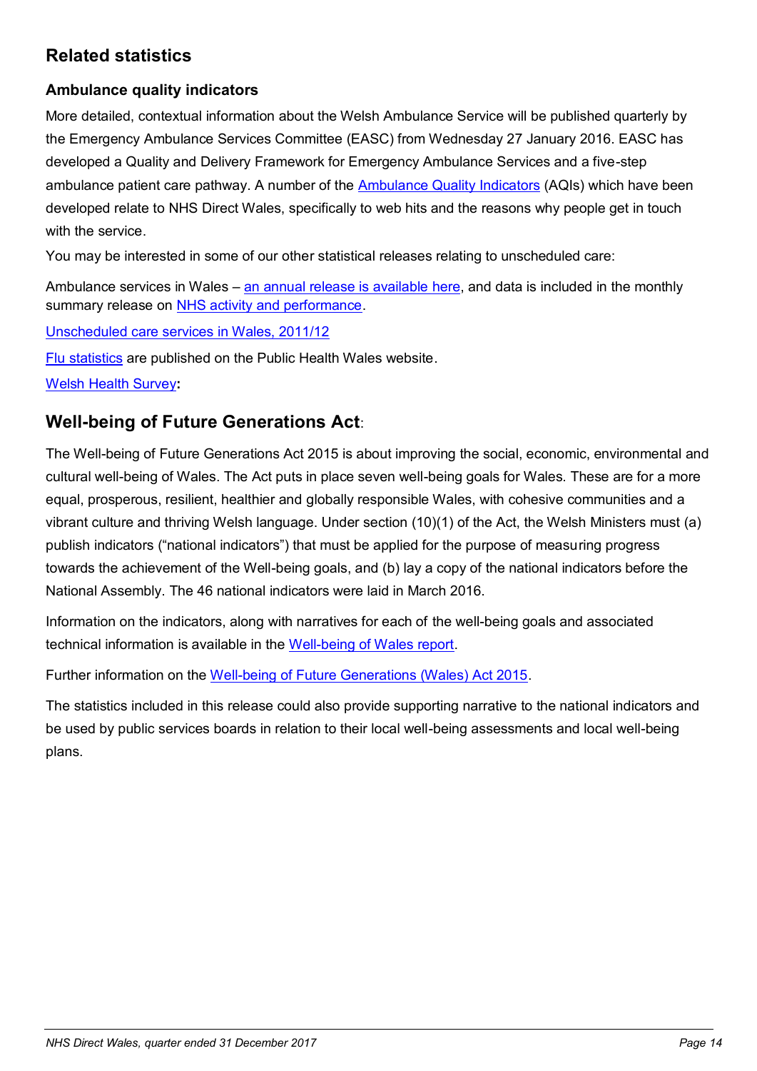## Related statistics

### Ambulance quality indicators

More detailed, contextual information about the Welsh Ambulance Service will be published quarterly by the Emergency Ambulance Services Committee (EASC) from Wednesday 27 January 2016. EASC has developed a Quality and Delivery Framework for Emergency Ambulance Services and a five-step ambulance patient care pathway. A number of the Ambulance Quality Indicators (AQIs) which have been developed relate to NHS Direct Wales, specifically to web hits and the reasons why people get in touch with the service.

You may be interested in some of our other statistical releases relating to unscheduled care:

Ambulance services in Wales – an annual release is available here, and data is included in the monthly summary release on NHS activity and performance.

Unscheduled care services in Wales, 2011/12

Flu statistics are published on the Public Health Wales website.

Welsh Health Survey**:**

## Well-being of Future Generations Act:

The Well-being of Future Generations Act 2015 is about improving the social, economic, environmental and cultural well-being of Wales. The Act puts in place seven well-being goals for Wales. These are for a more equal, prosperous, resilient, healthier and globally responsible Wales, with cohesive communities and a vibrant culture and thriving Welsh language. Under section (10)(1) of the Act, the Welsh Ministers must (a) publish indicators ("national indicators") that must be applied for the purpose of measuring progress towards the achievement of the Well-being goals, and (b) lay a copy of the national indicators before the National Assembly. The 46 national indicators were laid in March 2016.

Information on the indicators, along with narratives for each of the well-being goals and associated technical information is available in the Well-being of Wales report.

Further information on the Well-being of Future Generations (Wales) Act 2015.

The statistics included in this release could also provide supporting narrative to the national indicators and be used by public services boards in relation to their local well-being assessments and local well-being plans.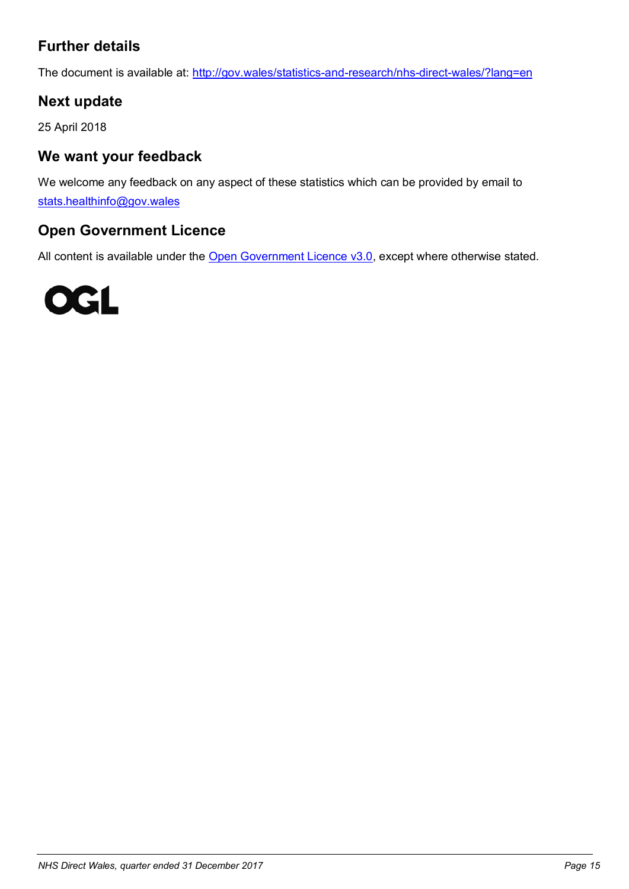## Further details

The document is available at: http://gov.wales/statistics-and-research/nhs-direct-wales/?lang=en

## Next update

25 April 2018

## We want your feedback

We welcome any feedback on any aspect of these statistics which can be provided by email to stats.healthinfo@gov.wales

## Open Government Licence

All content is available under the Open Government Licence v3.0, except where otherwise stated.